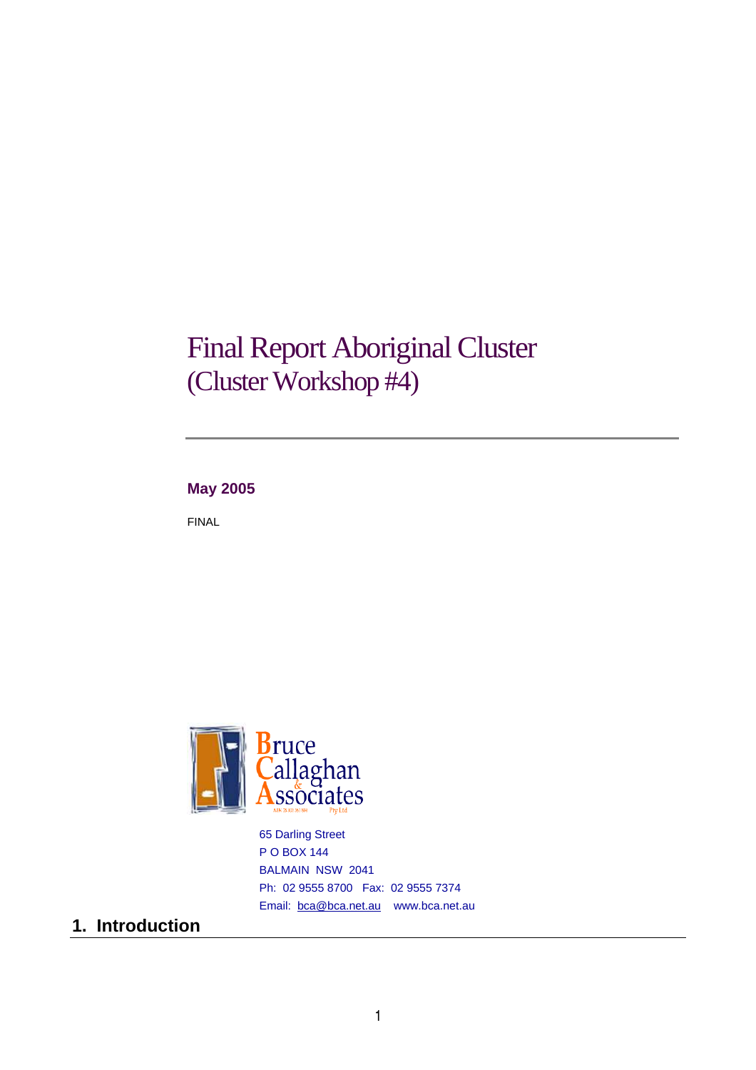# Final Report Aboriginal Cluster (Cluster Workshop #4)

**May 2005**

FINAL

Bruce Callaghan & Associates Pty Ltd

65 Darling Street
P O BOX 144
BALMAIN NSW 2041
Ph: 02 9555 8700 Fax: 02 9555 7374
Email: bca@bca.net.au www.bca.net.au

## 1. Introduction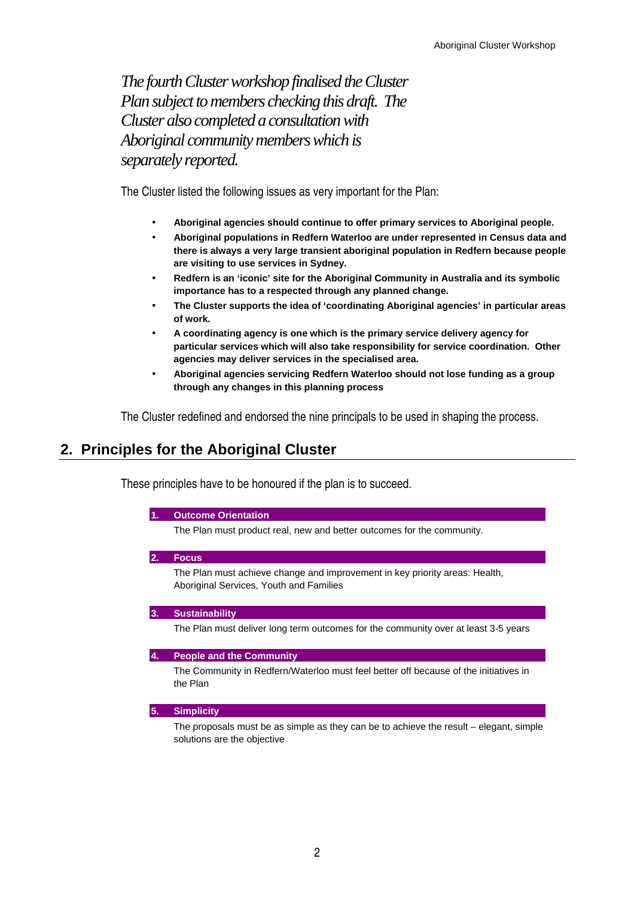*The fourth Cluster workshop finalised the Cluster Plan subject to members checking this draft. The Cluster also completed a consultation with Aboriginal community members which is separately reported.*

The Cluster listed the following issues as very important for the Plan:

- **Aboriginal agencies should continue to offer primary services to Aboriginal people.**
- **Aboriginal populations in Redfern Waterloo are under represented in Census data and there is always a very large transient aboriginal population in Redfern because people are visiting to use services in Sydney.**
- **Redfern is an 'iconic' site for the Aboriginal Community in Australia and its symbolic importance has to a respected through any planned change.**
- **The Cluster supports the idea of 'coordinating Aboriginal agencies' in particular areas of work.**
- **A coordinating agency is one which is the primary service delivery agency for particular services which will also take responsibility for service coordination. Other agencies may deliver services in the specialised area.**
- **Aboriginal agencies servicing Redfern Waterloo should not lose funding as a group through any changes in this planning process**

The Cluster redefined and endorsed the nine principals to be used in shaping the process.

## 2. Principles for the Aboriginal Cluster

These principles have to be honoured if the plan is to succeed.

**1. Outcome Orientation**

The Plan must product real, new and better outcomes for the community.

**2. Focus**

The Plan must achieve change and improvement in key priority areas: Health, Aboriginal Services, Youth and Families

**3. Sustainability**

The Plan must deliver long term outcomes for the community over at least 3-5 years

**4. People and the Community**

The Community in Redfern/Waterloo must feel better off because of the initiatives in the Plan

**5. Simplicity**

The proposals must be as simple as they can be to achieve the result – elegant, simple solutions are the objective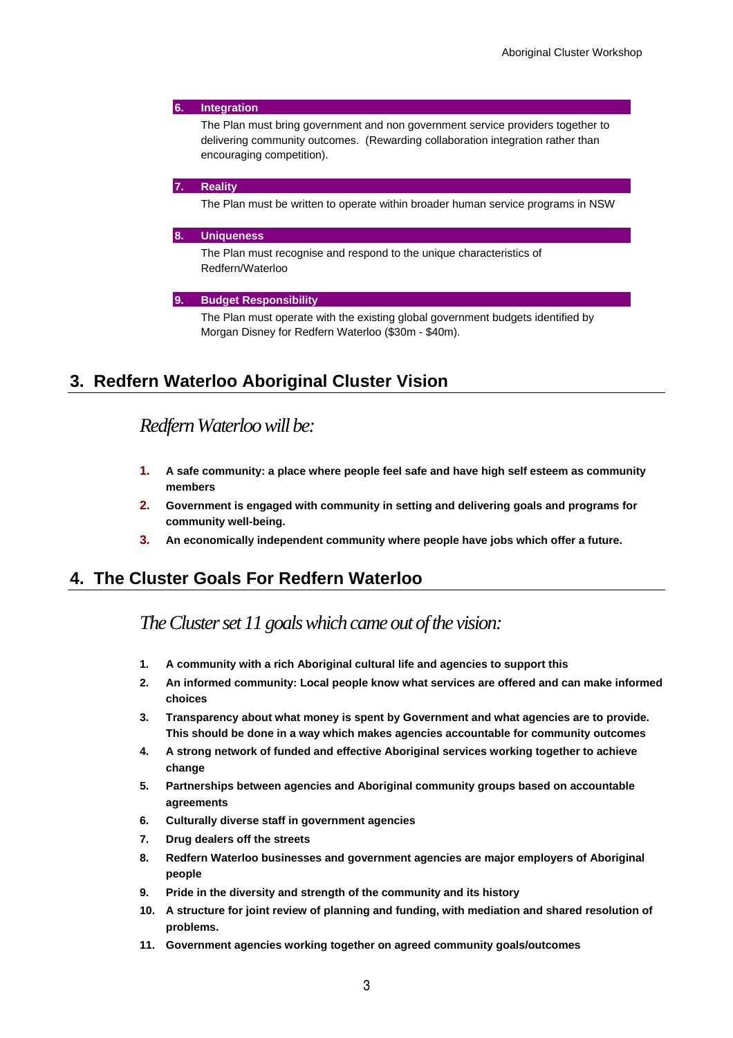**6. Integration**

The Plan must bring government and non government service providers together to delivering community outcomes. (Rewarding collaboration integration rather than encouraging competition).

**7. Reality**

The Plan must be written to operate within broader human service programs in NSW

**8. Uniqueness**

The Plan must recognise and respond to the unique characteristics of Redfern/Waterloo

**9. Budget Responsibility**

The Plan must operate with the existing global government budgets identified by Morgan Disney for Redfern Waterloo ($30m - $40m).

## 3. Redfern Waterloo Aboriginal Cluster Vision

### *Redfern Waterloo will be:*

1. **A safe community: a place where people feel safe and have high self esteem as community members**
2. **Government is engaged with community in setting and delivering goals and programs for community well-being.**
3. **An economically independent community where people have jobs which offer a future.**

## 4. The Cluster Goals For Redfern Waterloo

### *The Cluster set 11 goals which came out of the vision:*

1. **A community with a rich Aboriginal cultural life and agencies to support this**
2. **An informed community: Local people know what services are offered and can make informed choices**
3. **Transparency about what money is spent by Government and what agencies are to provide. This should be done in a way which makes agencies accountable for community outcomes**
4. **A strong network of funded and effective Aboriginal services working together to achieve change**
5. **Partnerships between agencies and Aboriginal community groups based on accountable agreements**
6. **Culturally diverse staff in government agencies**
7. **Drug dealers off the streets**
8. **Redfern Waterloo businesses and government agencies are major employers of Aboriginal people**
9. **Pride in the diversity and strength of the community and its history**
10. **A structure for joint review of planning and funding, with mediation and shared resolution of problems.**
11. **Government agencies working together on agreed community goals/outcomes**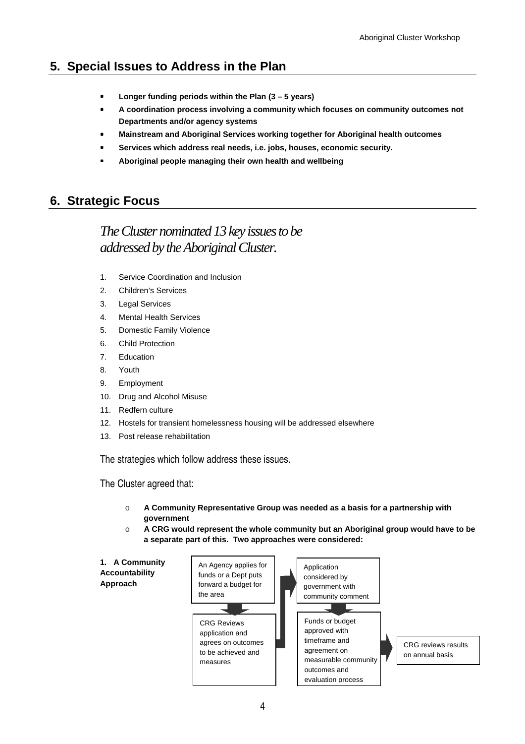## 5. Special Issues to Address in the Plan

- **Longer funding periods within the Plan (3 – 5 years)**
- **A coordination process involving a community which focuses on community outcomes not Departments and/or agency systems**
- **Mainstream and Aboriginal Services working together for Aboriginal health outcomes**
- **Services which address real needs, i.e. jobs, houses, economic security.**
- **Aboriginal people managing their own health and wellbeing**

## 6. Strategic Focus

*The Cluster nominated 13 key issues to be addressed by the Aboriginal Cluster.*

1. Service Coordination and Inclusion
2. Children's Services
3. Legal Services
4. Mental Health Services
5. Domestic Family Violence
6. Child Protection
7. Education
8. Youth
9. Employment
10. Drug and Alcohol Misuse
11. Redfern culture
12. Hostels for transient homelessness housing will be addressed elsewhere
13. Post release rehabilitation

The strategies which follow address these issues.

The Cluster agreed that:

- **A Community Representative Group was needed as a basis for a partnership with government**
- **A CRG would represent the whole community but an Aboriginal group would have to be a separate part of this. Two approaches were considered:**

**1. A Community Accountability Approach**

An Agency applies for funds or a Dept puts forward a budget for the area

CRG Reviews application and agrees on outcomes to be achieved and measures

Application considered by government with community comment

Funds or budget approved with timeframe and agreement on measurable community outcomes and evaluation process

CRG reviews results on annual basis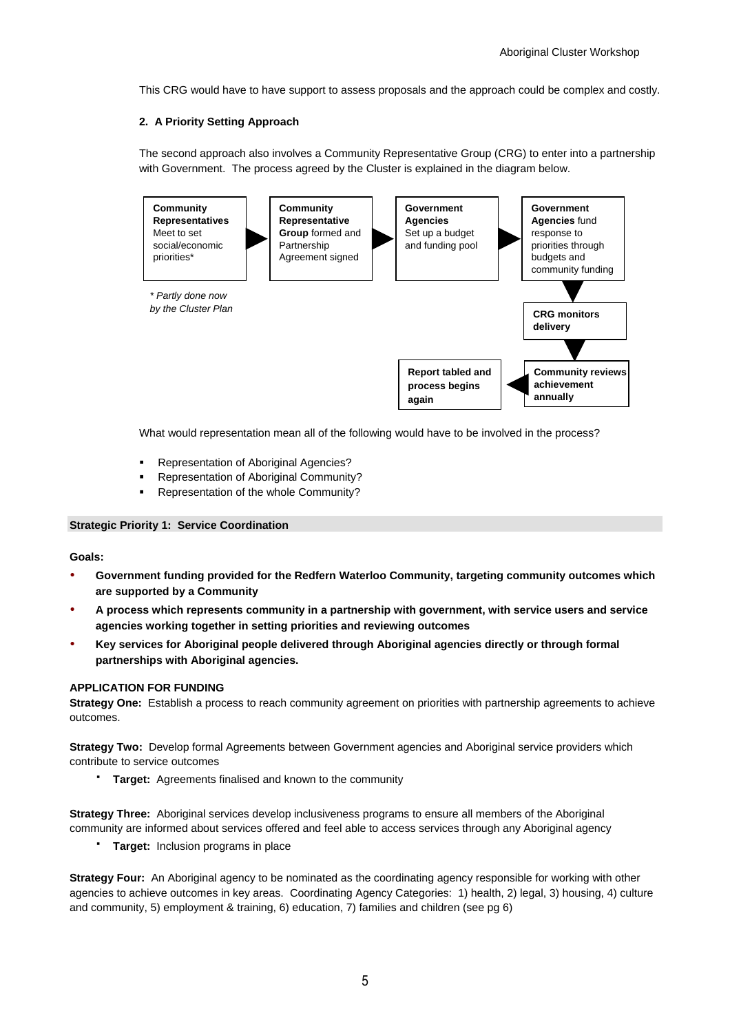This CRG would have to have support to assess proposals and the approach could be complex and costly.

**2. A Priority Setting Approach**

The second approach also involves a Community Representative Group (CRG) to enter into a partnership with Government. The process agreed by the Cluster is explained in the diagram below.

**Community Representatives** Meet to set social/economic priorities* → **Community Representative Group** formed and Partnership Agreement signed → **Government Agencies** Set up a budget and funding pool → **Government Agencies** fund response to priorities through budgets and community funding → **CRG monitors delivery** → **Community reviews achievement annually** → **Report tabled and process begins again**

*\* Partly done now by the Cluster Plan*

What would representation mean all of the following would have to be involved in the process?

- Representation of Aboriginal Agencies?
- Representation of Aboriginal Community?
- Representation of the whole Community?

## Strategic Priority 1: Service Coordination

**Goals:**

- **Government funding provided for the Redfern Waterloo Community, targeting community outcomes which are supported by a Community**
- **A process which represents community in a partnership with government, with service users and service agencies working together in setting priorities and reviewing outcomes**
- **Key services for Aboriginal people delivered through Aboriginal agencies directly or through formal partnerships with Aboriginal agencies.**

**APPLICATION FOR FUNDING**

**Strategy One:** Establish a process to reach community agreement on priorities with partnership agreements to achieve outcomes.

**Strategy Two:** Develop formal Agreements between Government agencies and Aboriginal service providers which contribute to service outcomes

- **Target:** Agreements finalised and known to the community

**Strategy Three:** Aboriginal services develop inclusiveness programs to ensure all members of the Aboriginal community are informed about services offered and feel able to access services through any Aboriginal agency

- **Target:** Inclusion programs in place

**Strategy Four:** An Aboriginal agency to be nominated as the coordinating agency responsible for working with other agencies to achieve outcomes in key areas. Coordinating Agency Categories: 1) health, 2) legal, 3) housing, 4) culture and community, 5) employment & training, 6) education, 7) families and children (see pg 6)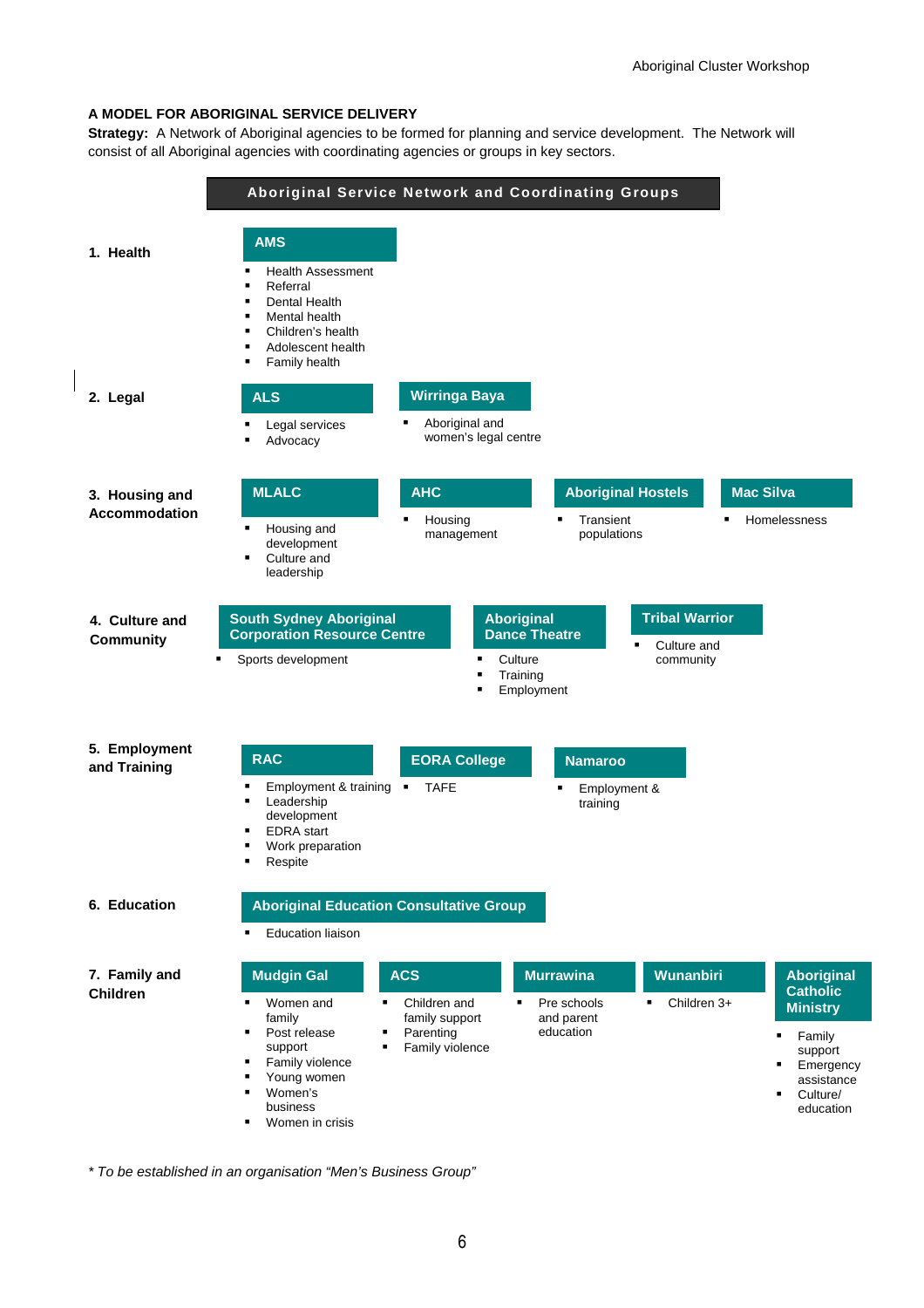## A MODEL FOR ABORIGINAL SERVICE DELIVERY

**Strategy:** A Network of Aboriginal agencies to be formed for planning and service development. The Network will consist of all Aboriginal agencies with coordinating agencies or groups in key sectors.

### Aboriginal Service Network and Coordinating Groups

#### 1. Health

**AMS**
- Health Assessment
- Referral
- Dental Health
- Mental health
- Children's health
- Adolescent health
- Family health

#### 2. Legal

**ALS**
- Legal services
- Advocacy

**Wirringa Baya**
- Aboriginal and women's legal centre

#### 3. Housing and Accommodation

**MLALC**
- Housing and development
- Culture and leadership

**AHC**
- Housing management

**Aboriginal Hostels**
- Transient populations

**Mac Silva**
- Homelessness

#### 4. Culture and Community

**South Sydney Aboriginal Corporation Resource Centre**
- Sports development

**Aboriginal Dance Theatre**
- Culture
- Training
- Employment

**Tribal Warrior**
- Culture and community

#### 5. Employment and Training

**RAC**
- Employment & training
- Leadership development
- EDRA start
- Work preparation
- Respite

**EORA College**
- TAFE

**Namaroo**
- Employment & training

#### 6. Education

**Aboriginal Education Consultative Group**
- Education liaison

#### 7. Family and Children

**Mudgin Gal**
- Women and family
- Post release support
- Family violence
- Young women
- Women's business
- Women in crisis

**ACS**
- Children and family support
- Parenting
- Family violence

**Murrawina**
- Pre schools and parent education

**Wunanbiri**
- Children 3+

**Aboriginal Catholic Ministry**
- Family support
- Emergency assistance
- Culture/ education

*\* To be established in an organisation "Men's Business Group"*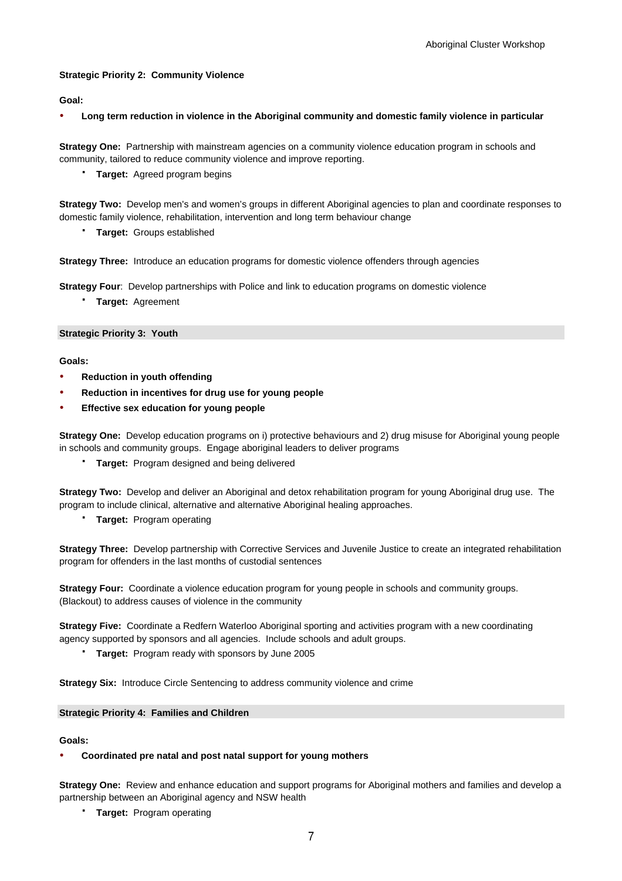### Strategic Priority 2: Community Violence

**Goal:**

- **Long term reduction in violence in the Aboriginal community and domestic family violence in particular**

**Strategy One:** Partnership with mainstream agencies on a community violence education program in schools and community, tailored to reduce community violence and improve reporting.

- **Target:** Agreed program begins

**Strategy Two:** Develop men's and women's groups in different Aboriginal agencies to plan and coordinate responses to domestic family violence, rehabilitation, intervention and long term behaviour change

- **Target:** Groups established

**Strategy Three:** Introduce an education programs for domestic violence offenders through agencies

**Strategy Four**: Develop partnerships with Police and link to education programs on domestic violence

- **Target:** Agreement

### Strategic Priority 3: Youth

**Goals:**

- **Reduction in youth offending**
- **Reduction in incentives for drug use for young people**
- **Effective sex education for young people**

**Strategy One:** Develop education programs on i) protective behaviours and 2) drug misuse for Aboriginal young people in schools and community groups. Engage aboriginal leaders to deliver programs

- **Target:** Program designed and being delivered

**Strategy Two:** Develop and deliver an Aboriginal and detox rehabilitation program for young Aboriginal drug use. The program to include clinical, alternative and alternative Aboriginal healing approaches.

- **Target:** Program operating

**Strategy Three:** Develop partnership with Corrective Services and Juvenile Justice to create an integrated rehabilitation program for offenders in the last months of custodial sentences

**Strategy Four:** Coordinate a violence education program for young people in schools and community groups. (Blackout) to address causes of violence in the community

**Strategy Five:** Coordinate a Redfern Waterloo Aboriginal sporting and activities program with a new coordinating agency supported by sponsors and all agencies. Include schools and adult groups.

- **Target:** Program ready with sponsors by June 2005

**Strategy Six:** Introduce Circle Sentencing to address community violence and crime

### Strategic Priority 4: Families and Children

**Goals:**

- **Coordinated pre natal and post natal support for young mothers**

**Strategy One:** Review and enhance education and support programs for Aboriginal mothers and families and develop a partnership between an Aboriginal agency and NSW health

- **Target:** Program operating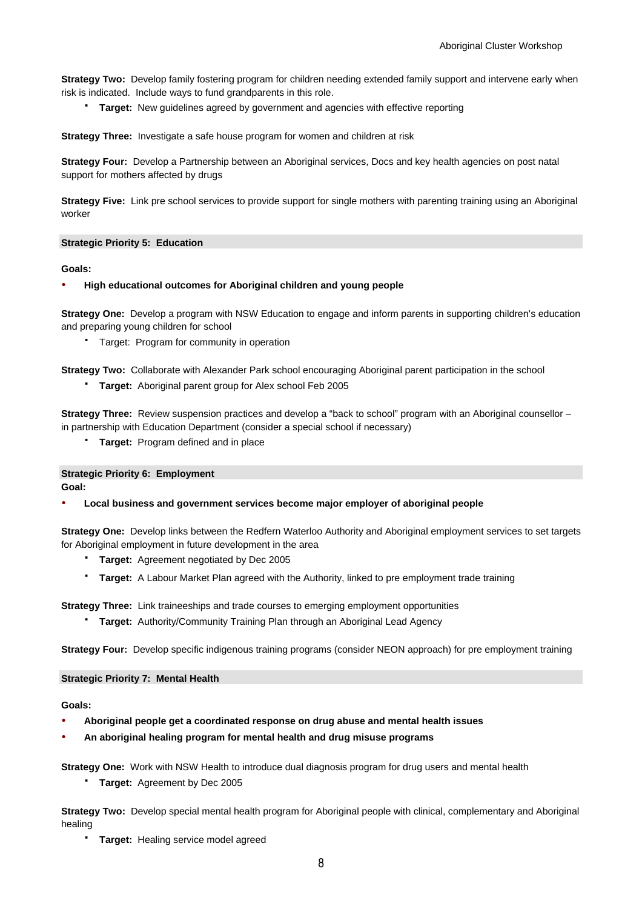**Strategy Two:** Develop family fostering program for children needing extended family support and intervene early when risk is indicated. Include ways to fund grandparents in this role.

- **Target:** New guidelines agreed by government and agencies with effective reporting

**Strategy Three:** Investigate a safe house program for women and children at risk

**Strategy Four:** Develop a Partnership between an Aboriginal services, Docs and key health agencies on post natal support for mothers affected by drugs

**Strategy Five:** Link pre school services to provide support for single mothers with parenting training using an Aboriginal worker

## Strategic Priority 5: Education

**Goals:**

- **High educational outcomes for Aboriginal children and young people**

**Strategy One:** Develop a program with NSW Education to engage and inform parents in supporting children's education and preparing young children for school

- Target: Program for community in operation

**Strategy Two:** Collaborate with Alexander Park school encouraging Aboriginal parent participation in the school

- **Target:** Aboriginal parent group for Alex school Feb 2005

**Strategy Three:** Review suspension practices and develop a "back to school" program with an Aboriginal counsellor – in partnership with Education Department (consider a special school if necessary)

- **Target:** Program defined and in place

## Strategic Priority 6: Employment

**Goal:**

- **Local business and government services become major employer of aboriginal people**

**Strategy One:** Develop links between the Redfern Waterloo Authority and Aboriginal employment services to set targets for Aboriginal employment in future development in the area

- **Target:** Agreement negotiated by Dec 2005
- **Target:** A Labour Market Plan agreed with the Authority, linked to pre employment trade training

**Strategy Three:** Link traineeships and trade courses to emerging employment opportunities

- **Target:** Authority/Community Training Plan through an Aboriginal Lead Agency

**Strategy Four:** Develop specific indigenous training programs (consider NEON approach) for pre employment training

## Strategic Priority 7: Mental Health

**Goals:**

- **Aboriginal people get a coordinated response on drug abuse and mental health issues**
- **An aboriginal healing program for mental health and drug misuse programs**

**Strategy One:** Work with NSW Health to introduce dual diagnosis program for drug users and mental health

- **Target:** Agreement by Dec 2005

**Strategy Two:** Develop special mental health program for Aboriginal people with clinical, complementary and Aboriginal healing

- **Target:** Healing service model agreed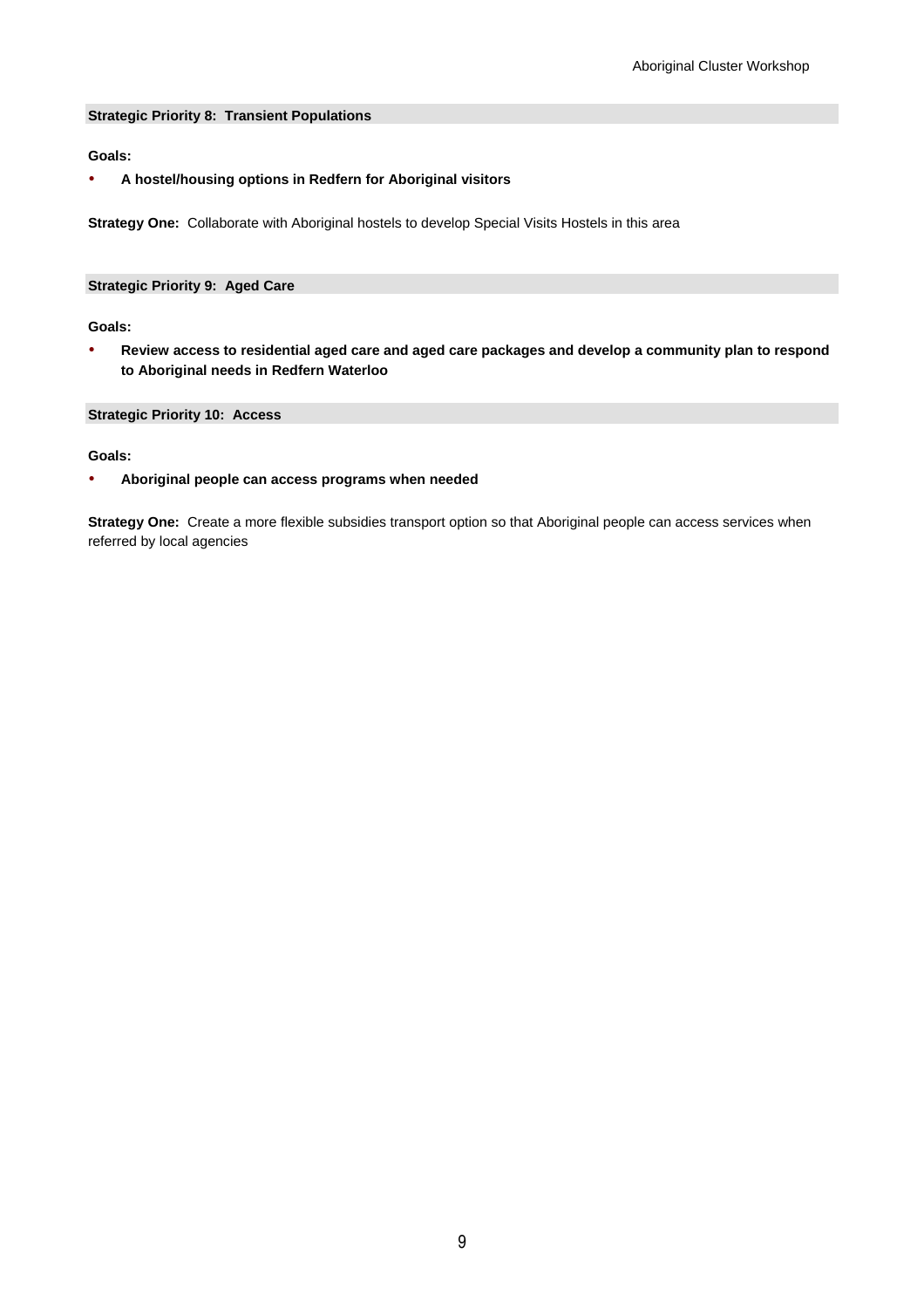## Strategic Priority 8: Transient Populations

**Goals:**

- **A hostel/housing options in Redfern for Aboriginal visitors**

**Strategy One:** Collaborate with Aboriginal hostels to develop Special Visits Hostels in this area

## Strategic Priority 9: Aged Care

**Goals:**

- **Review access to residential aged care and aged care packages and develop a community plan to respond to Aboriginal needs in Redfern Waterloo**

## Strategic Priority 10: Access

**Goals:**

- **Aboriginal people can access programs when needed**

**Strategy One:** Create a more flexible subsidies transport option so that Aboriginal people can access services when referred by local agencies